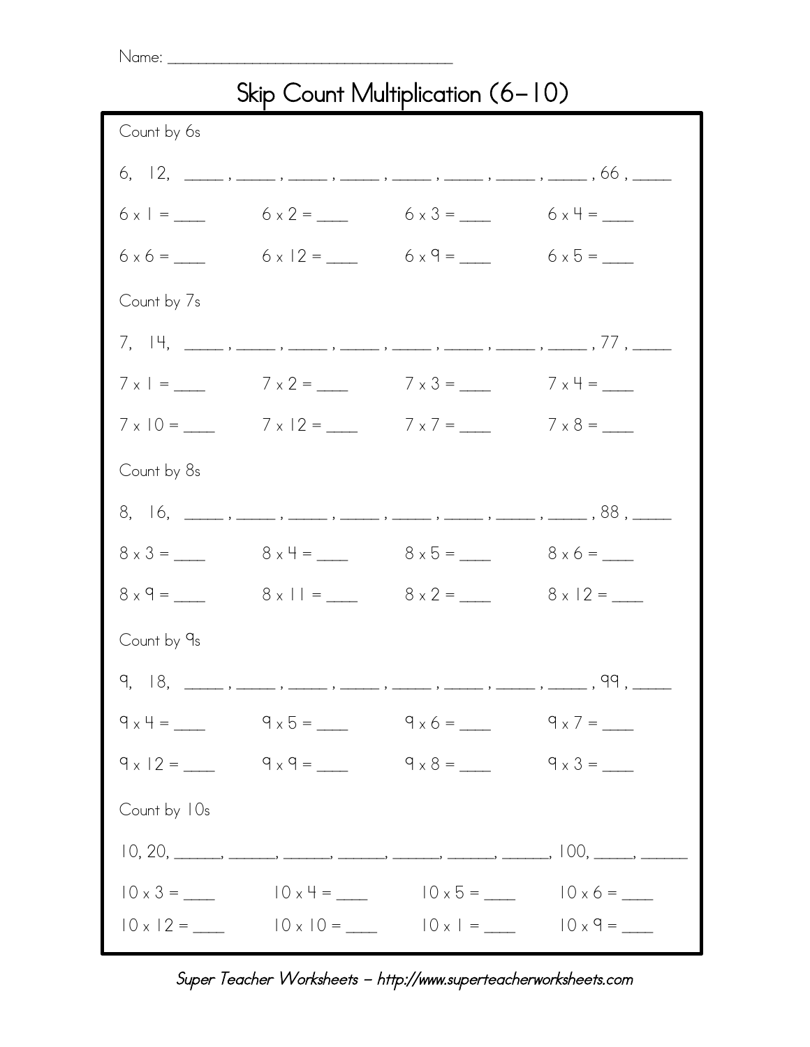Name: ___________________________________

# Skip Count Multiplication (6–10)

Count by 6s

6, 12, _____ , _____ , _____ , _____ , _____ , _____ , _____ , _____ , 66 , _____

6 x 1 = ____ 6 x 2 = ____ 6 x 3 = ____ 6 x 4 = ____

6 x 6 = ____ 6 x 12 = ____ 6 x 9 = ____ 6 x 5 = ____

Count by 7s

7, 14, _____ , _____ , _____ , _____ , _____ , _____ , _____ , _____ , 77 , _____

7 x 1 = ____ 7 x 2 = ____ 7 x 3 = ____ 7 x 4 = ____

7 x 10 = ____ 7 x 12 = ____ 7 x 7 = ____ 7 x 8 = ____

Count by 8s

8, 16, _____ , _____ , _____ , _____ , _____ , _____ , _____ , _____ , 88 , _____

8 x 3 = ____ 8 x 4 = ____ 8 x 5 = ____ 8 x 6 = ____

8 x 9 = ____ 8 x 11 = ____ 8 x 2 = ____ 8 x 12 = ____

Count by 9s

9, 18, _____ , _____ , _____ , _____ , _____ , _____ , _____ , _____ , 99 , _____

9 x 4 = ____ 9 x 5 = ____ 9 x 6 = ____ 9 x 7 = ____

9 x 12 = ____ 9 x 9 = ____ 9 x 8 = ____ 9 x 3 = ____

Count by 10s

10, 20, ______, ______, ______, ______, ______, ______, ______, 100, _____, ______

10 x 3 = ____ 10 x 4 = ____ 10 x 5 = ____ 10 x 6 = ____

10 x 12 = ____ 10 x 10 = ____ 10 x 1 = ____ 10 x 9 = ____

*Super Teacher Worksheets – http://www.superteacherworksheets.com*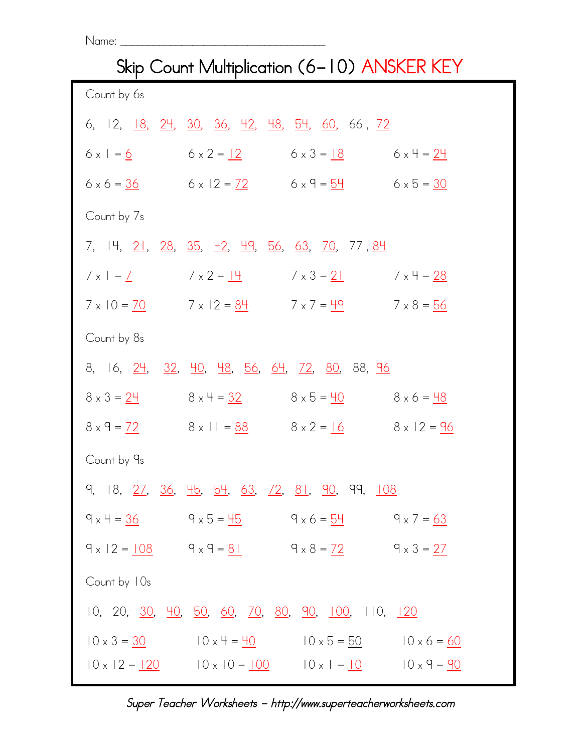Name: ___________________________________

# Skip Count Multiplication (6–10) ANSKER KEY

Count by 6s

6, 12, 18, 24, 30, 36, 42, 48, 54, 60, 66 , 72

| | | | |
|---|---|---|---|
| 6 x 1 = 6 | 6 x 2 = 12 | 6 x 3 = 18 | 6 x 4 = 24 |
| 6 x 6 = 36 | 6 x 12 = 72 | 6 x 9 = 54 | 6 x 5 = 30 |

Count by 7s

7, 14, 21, 28, 35, 42, 49, 56, 63, 70, 77 , 84

| | | | |
|---|---|---|---|
| 7 x 1 = 7 | 7 x 2 = 14 | 7 x 3 = 21 | 7 x 4 = 28 |
| 7 x 10 = 70 | 7 x 12 = 84 | 7 x 7 = 49 | 7 x 8 = 56 |

Count by 8s

8, 16, 24, 32, 40, 48, 56, 64, 72, 80, 88, 96

| | | | |
|---|---|---|---|
| 8 x 3 = 24 | 8 x 4 = 32 | 8 x 5 = 40 | 8 x 6 = 48 |
| 8 x 9 = 72 | 8 x 11 = 88 | 8 x 2 = 16 | 8 x 12 = 96 |

Count by 9s

9, 18, 27, 36, 45, 54, 63, 72, 81, 90, 99, 108

| | | | |
|---|---|---|---|
| 9 x 4 = 36 | 9 x 5 = 45 | 9 x 6 = 54 | 9 x 7 = 63 |
| 9 x 12 = 108 | 9 x 9 = 81 | 9 x 8 = 72 | 9 x 3 = 27 |

Count by 10s

10, 20, 30, 40, 50, 60, 70, 80, 90, 100, 110, 120

| | | | |
|---|---|---|---|
| 10 x 3 = 30 | 10 x 4 = 40 | 10 x 5 = 50 | 10 x 6 = 60 |
| 10 x 12 = 120 | 10 x 10 = 100 | 10 x 1 = 10 | 10 x 9 = 90 |

*Super Teacher Worksheets – http://www.superteacherworksheets.com*